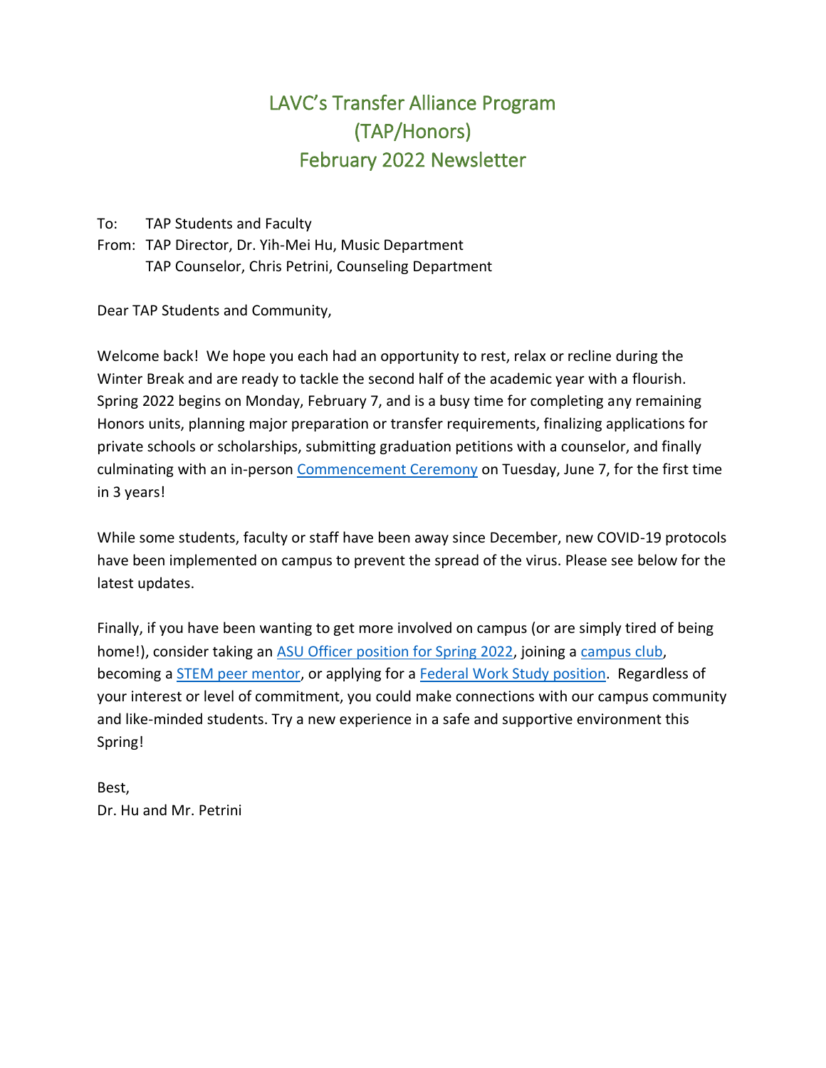# LAVC's Transfer Alliance Program (TAP/Honors) February 2022 Newsletter

To: TAP Students and Faculty
From: TAP Director, Dr. Yih-Mei Hu, Music Department
TAP Counselor, Chris Petrini, Counseling Department

Dear TAP Students and Community,

Welcome back! We hope you each had an opportunity to rest, relax or recline during the Winter Break and are ready to tackle the second half of the academic year with a flourish. Spring 2022 begins on Monday, February 7, and is a busy time for completing any remaining Honors units, planning major preparation or transfer requirements, finalizing applications for private schools or scholarships, submitting graduation petitions with a counselor, and finally culminating with an in-person Commencement Ceremony on Tuesday, June 7, for the first time in 3 years!

While some students, faculty or staff have been away since December, new COVID-19 protocols have been implemented on campus to prevent the spread of the virus. Please see below for the latest updates.

Finally, if you have been wanting to get more involved on campus (or are simply tired of being home!), consider taking an ASU Officer position for Spring 2022, joining a campus club, becoming a STEM peer mentor, or applying for a Federal Work Study position. Regardless of your interest or level of commitment, you could make connections with our campus community and like-minded students. Try a new experience in a safe and supportive environment this Spring!

Best,
Dr. Hu and Mr. Petrini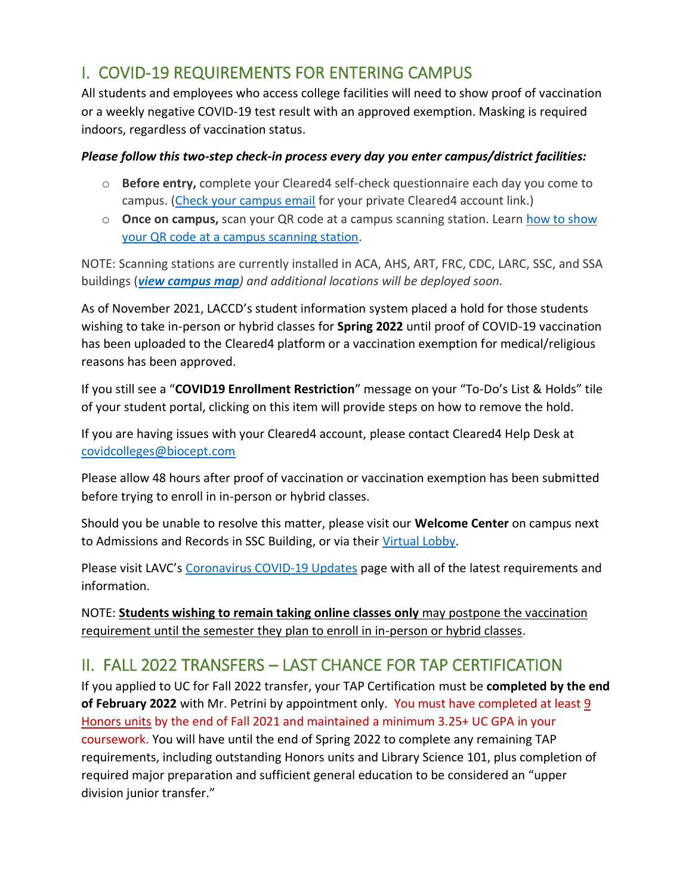## I. COVID-19 REQUIREMENTS FOR ENTERING CAMPUS

All students and employees who access college facilities will need to show proof of vaccination or a weekly negative COVID-19 test result with an approved exemption. Masking is required indoors, regardless of vaccination status.

***Please follow this two-step check-in process every day you enter campus/district facilities:***

- **Before entry,** complete your Cleared4 self-check questionnaire each day you come to campus. (Check your campus email for your private Cleared4 account link.)
- **Once on campus,** scan your QR code at a campus scanning station. Learn how to show your QR code at a campus scanning station.

NOTE: Scanning stations are currently installed in ACA, AHS, ART, FRC, CDC, LARC, SSC, and SSA buildings (***view campus map***) *and additional locations will be deployed soon.*

As of November 2021, LACCD's student information system placed a hold for those students wishing to take in-person or hybrid classes for **Spring 2022** until proof of COVID-19 vaccination has been uploaded to the Cleared4 platform or a vaccination exemption for medical/religious reasons has been approved.

If you still see a "**COVID19 Enrollment Restriction**" message on your "To-Do's List & Holds" tile of your student portal, clicking on this item will provide steps on how to remove the hold.

If you are having issues with your Cleared4 account, please contact Cleared4 Help Desk at covidcolleges@biocept.com

Please allow 48 hours after proof of vaccination or vaccination exemption has been submitted before trying to enroll in in-person or hybrid classes.

Should you be unable to resolve this matter, please visit our **Welcome Center** on campus next to Admissions and Records in SSC Building, or via their Virtual Lobby.

Please visit LAVC's Coronavirus COVID-19 Updates page with all of the latest requirements and information.

NOTE: **Students wishing to remain taking online classes only** may postpone the vaccination requirement until the semester they plan to enroll in in-person or hybrid classes.

## II. FALL 2022 TRANSFERS – LAST CHANCE FOR TAP CERTIFICATION

If you applied to UC for Fall 2022 transfer, your TAP Certification must be **completed by the end of February 2022** with Mr. Petrini by appointment only. You must have completed at least 9 Honors units by the end of Fall 2021 and maintained a minimum 3.25+ UC GPA in your coursework. You will have until the end of Spring 2022 to complete any remaining TAP requirements, including outstanding Honors units and Library Science 101, plus completion of required major preparation and sufficient general education to be considered an "upper division junior transfer."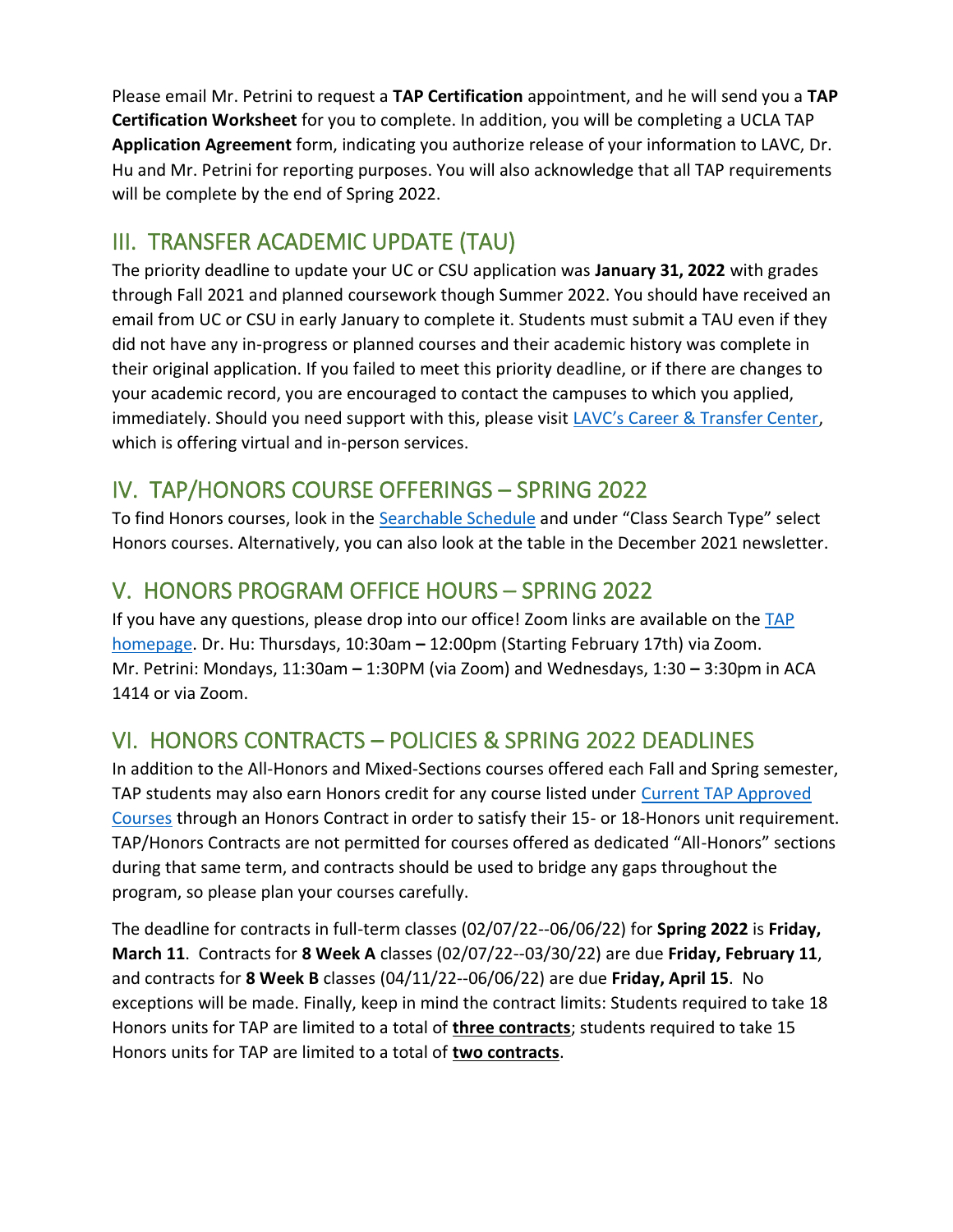Please email Mr. Petrini to request a **TAP Certification** appointment, and he will send you a **TAP Certification Worksheet** for you to complete. In addition, you will be completing a UCLA TAP **Application Agreement** form, indicating you authorize release of your information to LAVC, Dr. Hu and Mr. Petrini for reporting purposes. You will also acknowledge that all TAP requirements will be complete by the end of Spring 2022.

## III. TRANSFER ACADEMIC UPDATE (TAU)

The priority deadline to update your UC or CSU application was **January 31, 2022** with grades through Fall 2021 and planned coursework though Summer 2022. You should have received an email from UC or CSU in early January to complete it. Students must submit a TAU even if they did not have any in-progress or planned courses and their academic history was complete in their original application. If you failed to meet this priority deadline, or if there are changes to your academic record, you are encouraged to contact the campuses to which you applied, immediately. Should you need support with this, please visit LAVC's Career & Transfer Center, which is offering virtual and in-person services.

## IV. TAP/HONORS COURSE OFFERINGS – SPRING 2022

To find Honors courses, look in the Searchable Schedule and under "Class Search Type" select Honors courses. Alternatively, you can also look at the table in the December 2021 newsletter.

## V. HONORS PROGRAM OFFICE HOURS – SPRING 2022

If you have any questions, please drop into our office! Zoom links are available on the TAP homepage. Dr. Hu: Thursdays, 10:30am **–** 12:00pm (Starting February 17th) via Zoom. Mr. Petrini: Mondays, 11:30am **–** 1:30PM (via Zoom) and Wednesdays, 1:30 **–** 3:30pm in ACA 1414 or via Zoom.

## VI. HONORS CONTRACTS – POLICIES & SPRING 2022 DEADLINES

In addition to the All-Honors and Mixed-Sections courses offered each Fall and Spring semester, TAP students may also earn Honors credit for any course listed under Current TAP Approved Courses through an Honors Contract in order to satisfy their 15- or 18-Honors unit requirement. TAP/Honors Contracts are not permitted for courses offered as dedicated "All-Honors" sections during that same term, and contracts should be used to bridge any gaps throughout the program, so please plan your courses carefully.

The deadline for contracts in full-term classes (02/07/22--06/06/22) for **Spring 2022** is **Friday, March 11**. Contracts for **8 Week A** classes (02/07/22--03/30/22) are due **Friday, February 11**, and contracts for **8 Week B** classes (04/11/22--06/06/22) are due **Friday, April 15**. No exceptions will be made. Finally, keep in mind the contract limits: Students required to take 18 Honors units for TAP are limited to a total of **three contracts**; students required to take 15 Honors units for TAP are limited to a total of **two contracts**.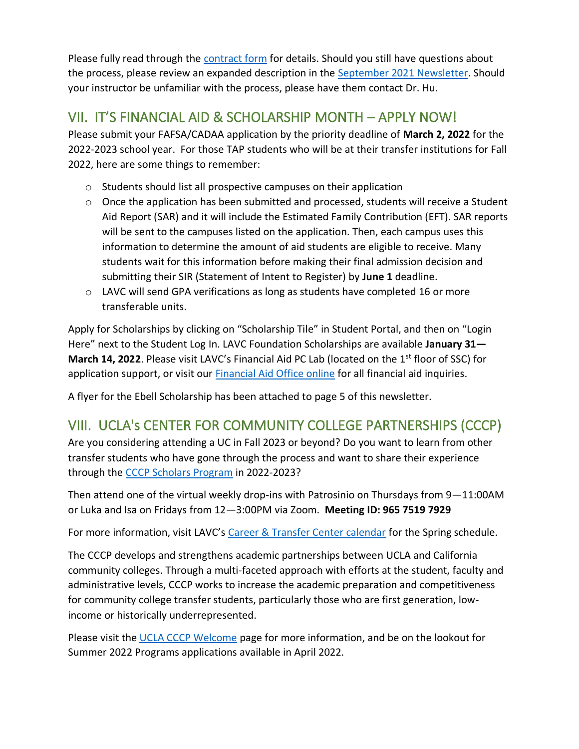Please fully read through the contract form for details. Should you still have questions about the process, please review an expanded description in the September 2021 Newsletter. Should your instructor be unfamiliar with the process, please have them contact Dr. Hu.

## VII. IT'S FINANCIAL AID & SCHOLARSHIP MONTH – APPLY NOW!

Please submit your FAFSA/CADAA application by the priority deadline of **March 2, 2022** for the 2022-2023 school year. For those TAP students who will be at their transfer institutions for Fall 2022, here are some things to remember:

- Students should list all prospective campuses on their application
- Once the application has been submitted and processed, students will receive a Student Aid Report (SAR) and it will include the Estimated Family Contribution (EFT). SAR reports will be sent to the campuses listed on the application. Then, each campus uses this information to determine the amount of aid students are eligible to receive. Many students wait for this information before making their final admission decision and submitting their SIR (Statement of Intent to Register) by **June 1** deadline.
- LAVC will send GPA verifications as long as students have completed 16 or more transferable units.

Apply for Scholarships by clicking on "Scholarship Tile" in Student Portal, and then on "Login Here" next to the Student Log In. LAVC Foundation Scholarships are available **January 31—March 14, 2022**. Please visit LAVC's Financial Aid PC Lab (located on the 1st floor of SSC) for application support, or visit our Financial Aid Office online for all financial aid inquiries.

A flyer for the Ebell Scholarship has been attached to page 5 of this newsletter.

## VIII. UCLA's CENTER FOR COMMUNITY COLLEGE PARTNERSHIPS (CCCP)

Are you considering attending a UC in Fall 2023 or beyond? Do you want to learn from other transfer students who have gone through the process and want to share their experience through the CCCP Scholars Program in 2022-2023?

Then attend one of the virtual weekly drop-ins with Patrosinio on Thursdays from 9—11:00AM or Luka and Isa on Fridays from 12—3:00PM via Zoom. **Meeting ID: 965 7519 7929**

For more information, visit LAVC's Career & Transfer Center calendar for the Spring schedule.

The CCCP develops and strengthens academic partnerships between UCLA and California community colleges. Through a multi-faceted approach with efforts at the student, faculty and administrative levels, CCCP works to increase the academic preparation and competitiveness for community college transfer students, particularly those who are first generation, low-income or historically underrepresented.

Please visit the UCLA CCCP Welcome page for more information, and be on the lookout for Summer 2022 Programs applications available in April 2022.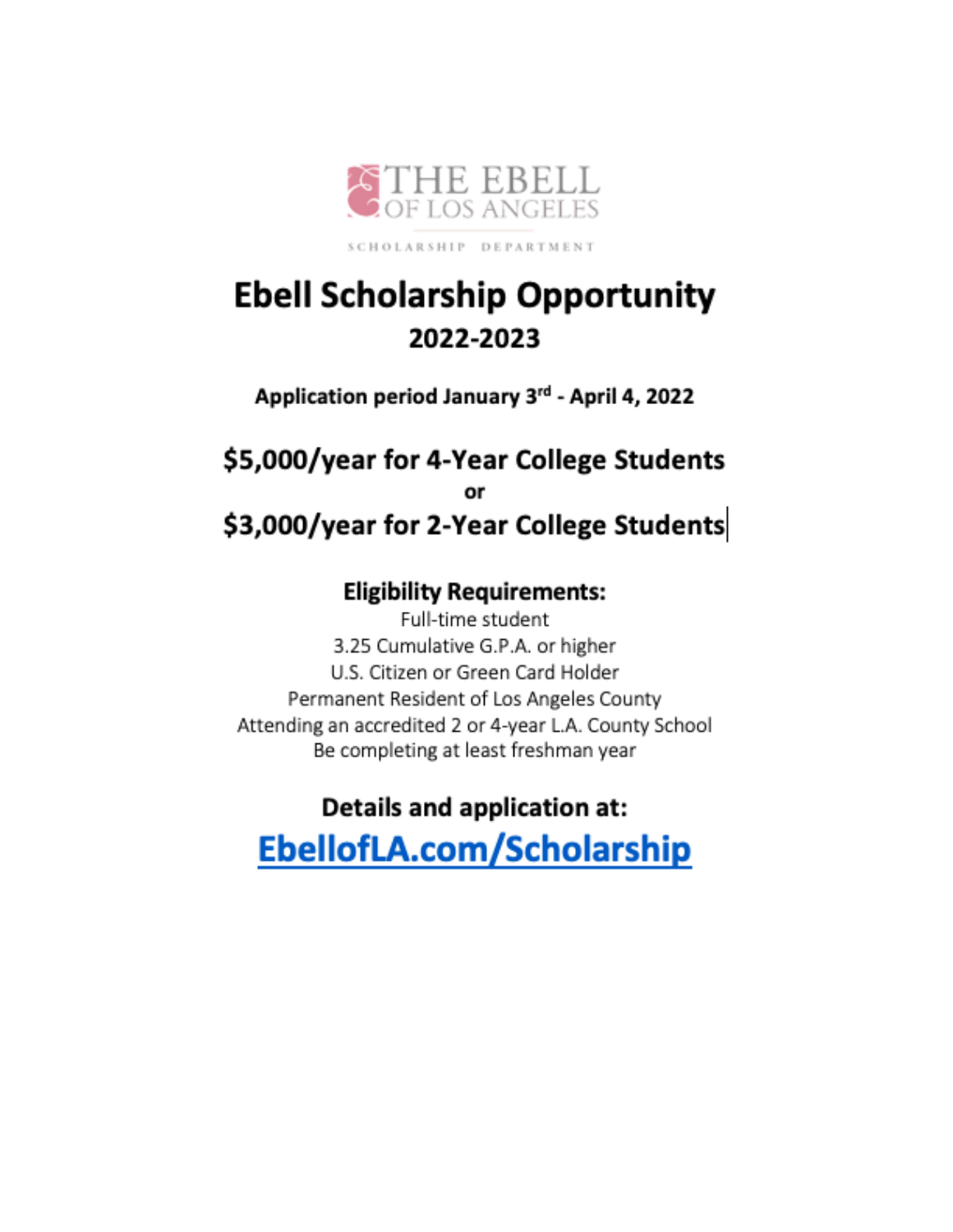THE EBELL OF LOS ANGELES

SCHOLARSHIP DEPARTMENT

# Ebell Scholarship Opportunity

## 2022-2023

**Application period January 3rd - April 4, 2022**

## $5,000/year for 4-Year College Students

**or**

## $3,000/year for 2-Year College Students

### Eligibility Requirements:

Full-time student
3.25 Cumulative G.P.A. or higher
U.S. Citizen or Green Card Holder
Permanent Resident of Los Angeles County
Attending an accredited 2 or 4-year L.A. County School
Be completing at least freshman year

### Details and application at:

## [EbellofLA.com/Scholarship](https://EbellofLA.com/Scholarship)